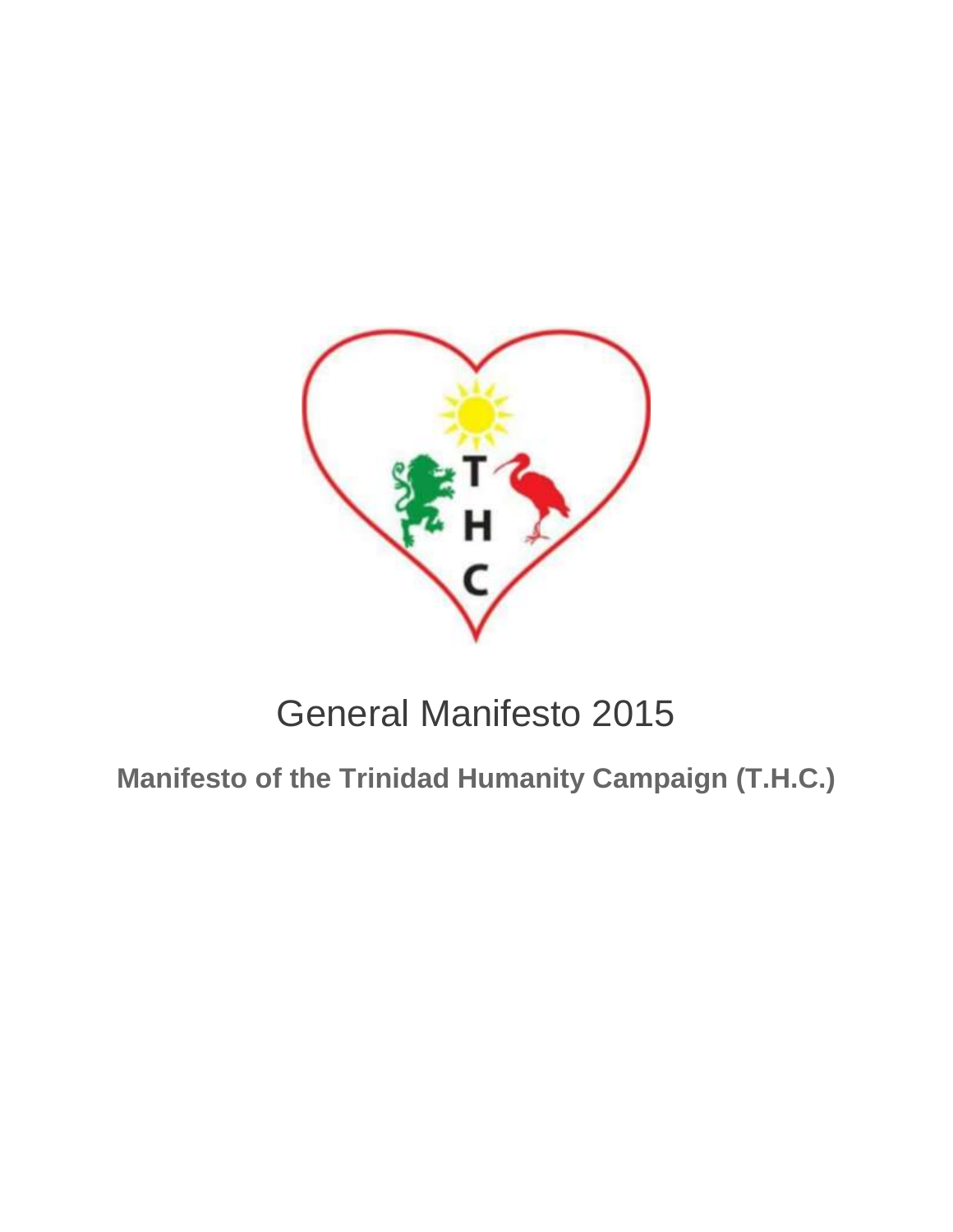# General Manifesto 2015

## Manifesto of the Trinidad Humanity Campaign (T.H.C.)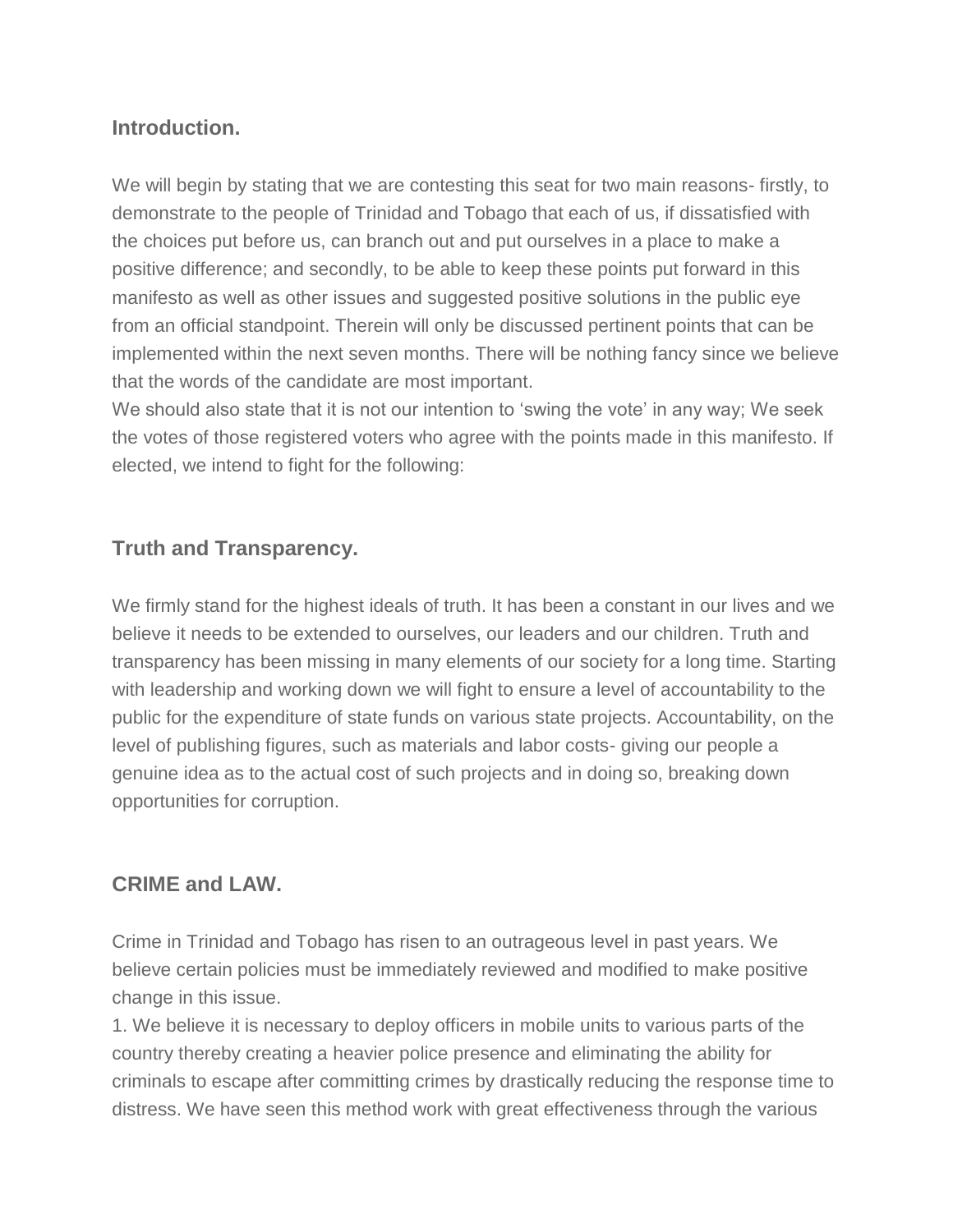## Introduction.

We will begin by stating that we are contesting this seat for two main reasons- firstly, to demonstrate to the people of Trinidad and Tobago that each of us, if dissatisfied with the choices put before us, can branch out and put ourselves in a place to make a positive difference; and secondly, to be able to keep these points put forward in this manifesto as well as other issues and suggested positive solutions in the public eye from an official standpoint. Therein will only be discussed pertinent points that can be implemented within the next seven months. There will be nothing fancy since we believe that the words of the candidate are most important.
We should also state that it is not our intention to 'swing the vote' in any way; We seek the votes of those registered voters who agree with the points made in this manifesto. If elected, we intend to fight for the following:

## Truth and Transparency.

We firmly stand for the highest ideals of truth. It has been a constant in our lives and we believe it needs to be extended to ourselves, our leaders and our children. Truth and transparency has been missing in many elements of our society for a long time. Starting with leadership and working down we will fight to ensure a level of accountability to the public for the expenditure of state funds on various state projects. Accountability, on the level of publishing figures, such as materials and labor costs- giving our people a genuine idea as to the actual cost of such projects and in doing so, breaking down opportunities for corruption.

## CRIME and LAW.

Crime in Trinidad and Tobago has risen to an outrageous level in past years. We believe certain policies must be immediately reviewed and modified to make positive change in this issue.
1. We believe it is necessary to deploy officers in mobile units to various parts of the country thereby creating a heavier police presence and eliminating the ability for criminals to escape after committing crimes by drastically reducing the response time to distress. We have seen this method work with great effectiveness through the various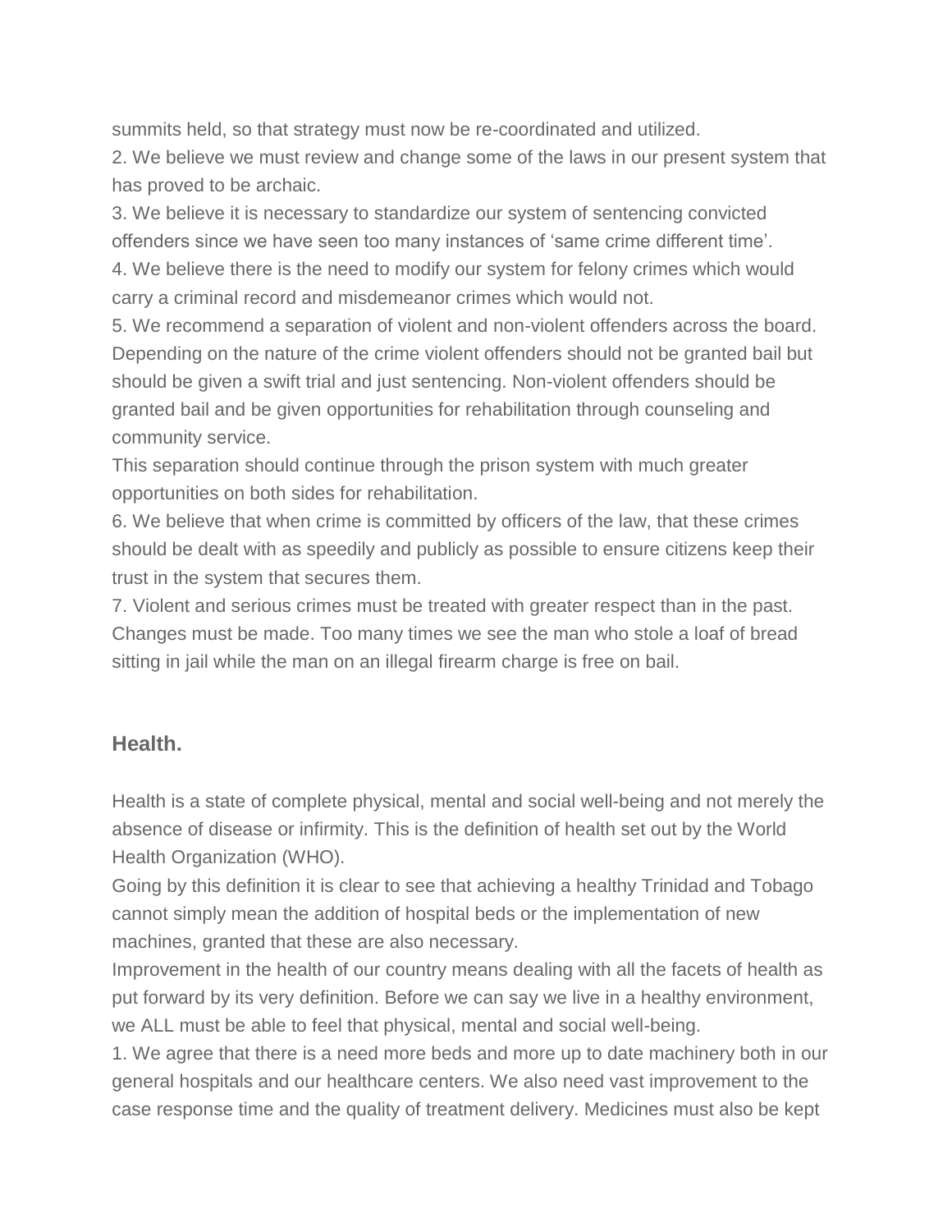summits held, so that strategy must now be re-coordinated and utilized.

2. We believe we must review and change some of the laws in our present system that has proved to be archaic.

3. We believe it is necessary to standardize our system of sentencing convicted offenders since we have seen too many instances of 'same crime different time'.

4. We believe there is the need to modify our system for felony crimes which would carry a criminal record and misdemeanor crimes which would not.

5. We recommend a separation of violent and non-violent offenders across the board. Depending on the nature of the crime violent offenders should not be granted bail but should be given a swift trial and just sentencing. Non-violent offenders should be granted bail and be given opportunities for rehabilitation through counseling and community service.

This separation should continue through the prison system with much greater opportunities on both sides for rehabilitation.

6. We believe that when crime is committed by officers of the law, that these crimes should be dealt with as speedily and publicly as possible to ensure citizens keep their trust in the system that secures them.

7. Violent and serious crimes must be treated with greater respect than in the past. Changes must be made. Too many times we see the man who stole a loaf of bread sitting in jail while the man on an illegal firearm charge is free on bail.

### Health.

Health is a state of complete physical, mental and social well-being and not merely the absence of disease or infirmity. This is the definition of health set out by the World Health Organization (WHO).

Going by this definition it is clear to see that achieving a healthy Trinidad and Tobago cannot simply mean the addition of hospital beds or the implementation of new machines, granted that these are also necessary.

Improvement in the health of our country means dealing with all the facets of health as put forward by its very definition. Before we can say we live in a healthy environment, we ALL must be able to feel that physical, mental and social well-being.

1. We agree that there is a need more beds and more up to date machinery both in our general hospitals and our healthcare centers. We also need vast improvement to the case response time and the quality of treatment delivery. Medicines must also be kept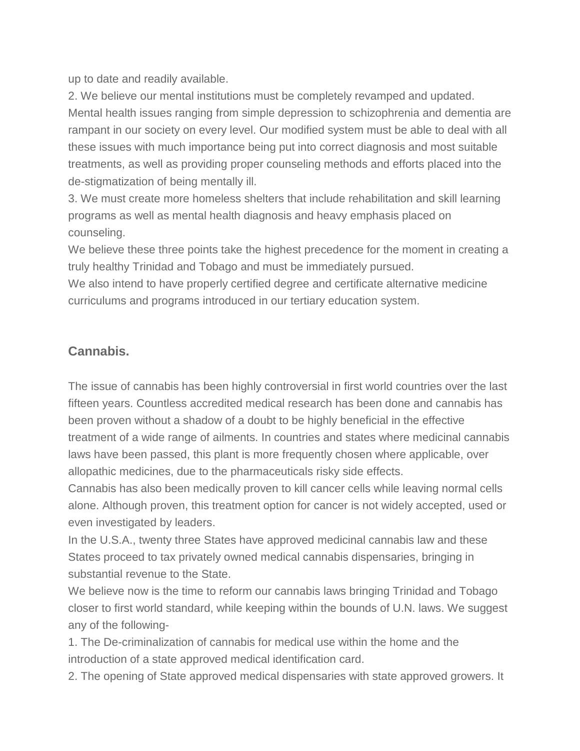up to date and readily available.

2. We believe our mental institutions must be completely revamped and updated. Mental health issues ranging from simple depression to schizophrenia and dementia are rampant in our society on every level. Our modified system must be able to deal with all these issues with much importance being put into correct diagnosis and most suitable treatments, as well as providing proper counseling methods and efforts placed into the de-stigmatization of being mentally ill.

3. We must create more homeless shelters that include rehabilitation and skill learning programs as well as mental health diagnosis and heavy emphasis placed on counseling.

We believe these three points take the highest precedence for the moment in creating a truly healthy Trinidad and Tobago and must be immediately pursued.

We also intend to have properly certified degree and certificate alternative medicine curriculums and programs introduced in our tertiary education system.

## Cannabis.

The issue of cannabis has been highly controversial in first world countries over the last fifteen years. Countless accredited medical research has been done and cannabis has been proven without a shadow of a doubt to be highly beneficial in the effective treatment of a wide range of ailments. In countries and states where medicinal cannabis laws have been passed, this plant is more frequently chosen where applicable, over allopathic medicines, due to the pharmaceuticals risky side effects.

Cannabis has also been medically proven to kill cancer cells while leaving normal cells alone. Although proven, this treatment option for cancer is not widely accepted, used or even investigated by leaders.

In the U.S.A., twenty three States have approved medicinal cannabis law and these States proceed to tax privately owned medical cannabis dispensaries, bringing in substantial revenue to the State.

We believe now is the time to reform our cannabis laws bringing Trinidad and Tobago closer to first world standard, while keeping within the bounds of U.N. laws. We suggest any of the following-

1. The De-criminalization of cannabis for medical use within the home and the introduction of a state approved medical identification card.

2. The opening of State approved medical dispensaries with state approved growers. It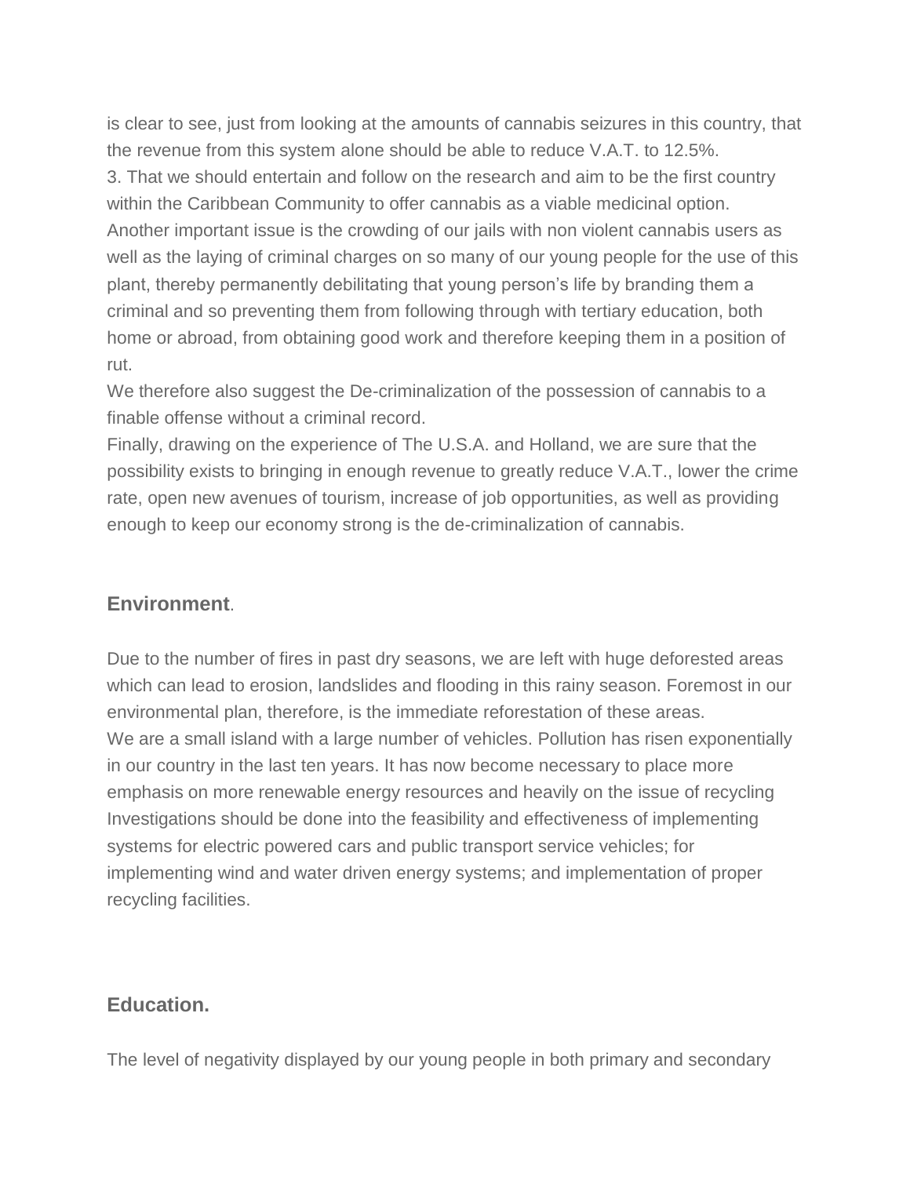is clear to see, just from looking at the amounts of cannabis seizures in this country, that the revenue from this system alone should be able to reduce V.A.T. to 12.5%.

3. That we should entertain and follow on the research and aim to be the first country within the Caribbean Community to offer cannabis as a viable medicinal option.

Another important issue is the crowding of our jails with non violent cannabis users as well as the laying of criminal charges on so many of our young people for the use of this plant, thereby permanently debilitating that young person's life by branding them a criminal and so preventing them from following through with tertiary education, both home or abroad, from obtaining good work and therefore keeping them in a position of rut.

We therefore also suggest the De-criminalization of the possession of cannabis to a finable offense without a criminal record.

Finally, drawing on the experience of The U.S.A. and Holland, we are sure that the possibility exists to bringing in enough revenue to greatly reduce V.A.T., lower the crime rate, open new avenues of tourism, increase of job opportunities, as well as providing enough to keep our economy strong is the de-criminalization of cannabis.

## **Environment**.

Due to the number of fires in past dry seasons, we are left with huge deforested areas which can lead to erosion, landslides and flooding in this rainy season. Foremost in our environmental plan, therefore, is the immediate reforestation of these areas.

We are a small island with a large number of vehicles. Pollution has risen exponentially in our country in the last ten years. It has now become necessary to place more emphasis on more renewable energy resources and heavily on the issue of recycling

Investigations should be done into the feasibility and effectiveness of implementing systems for electric powered cars and public transport service vehicles; for implementing wind and water driven energy systems; and implementation of proper recycling facilities.

## **Education.**

The level of negativity displayed by our young people in both primary and secondary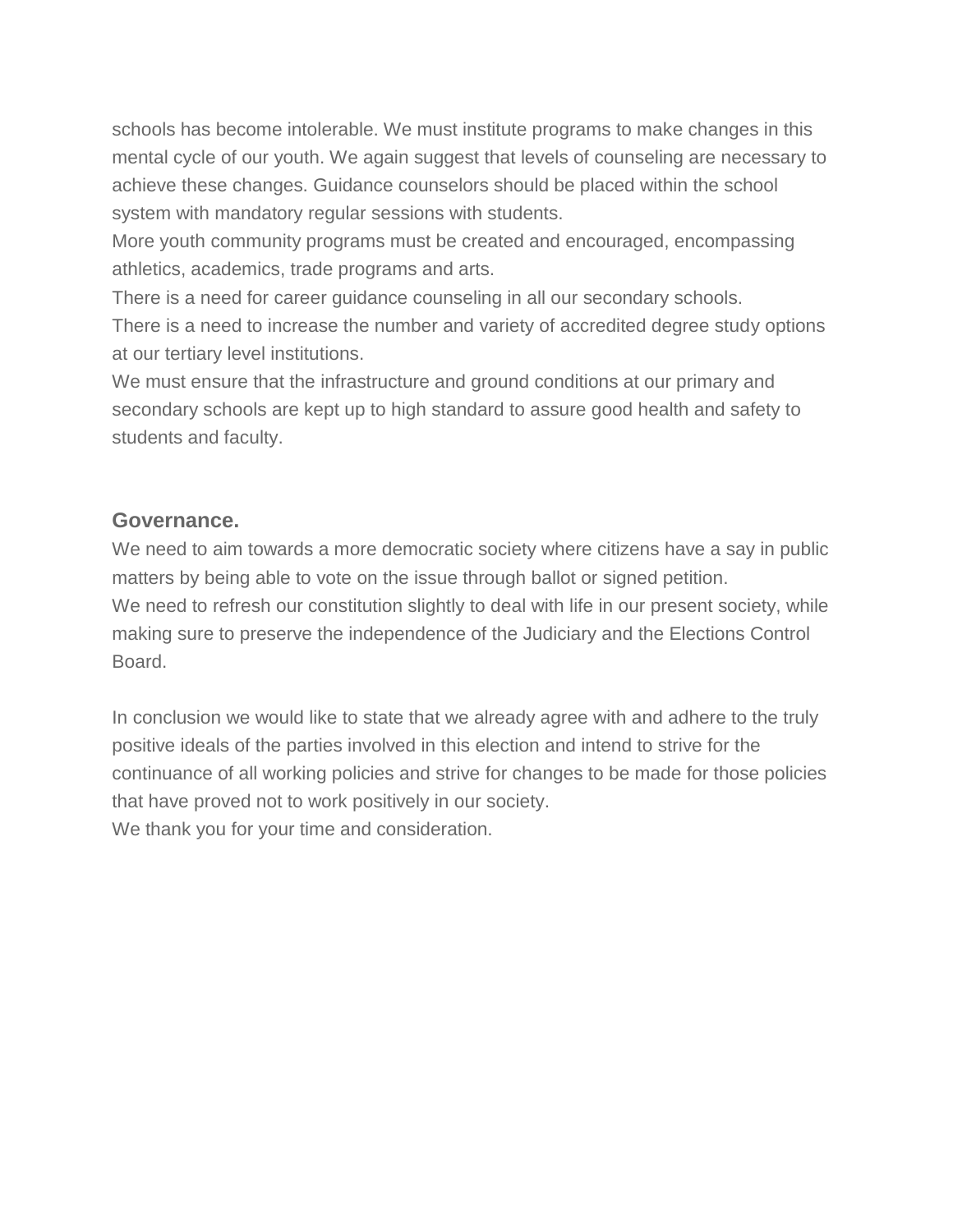schools has become intolerable. We must institute programs to make changes in this mental cycle of our youth. We again suggest that levels of counseling are necessary to achieve these changes. Guidance counselors should be placed within the school system with mandatory regular sessions with students.

More youth community programs must be created and encouraged, encompassing athletics, academics, trade programs and arts.

There is a need for career guidance counseling in all our secondary schools.

There is a need to increase the number and variety of accredited degree study options at our tertiary level institutions.

We must ensure that the infrastructure and ground conditions at our primary and secondary schools are kept up to high standard to assure good health and safety to students and faculty.

### Governance.

We need to aim towards a more democratic society where citizens have a say in public matters by being able to vote on the issue through ballot or signed petition.

We need to refresh our constitution slightly to deal with life in our present society, while making sure to preserve the independence of the Judiciary and the Elections Control Board.

In conclusion we would like to state that we already agree with and adhere to the truly positive ideals of the parties involved in this election and intend to strive for the continuance of all working policies and strive for changes to be made for those policies that have proved not to work positively in our society.

We thank you for your time and consideration.